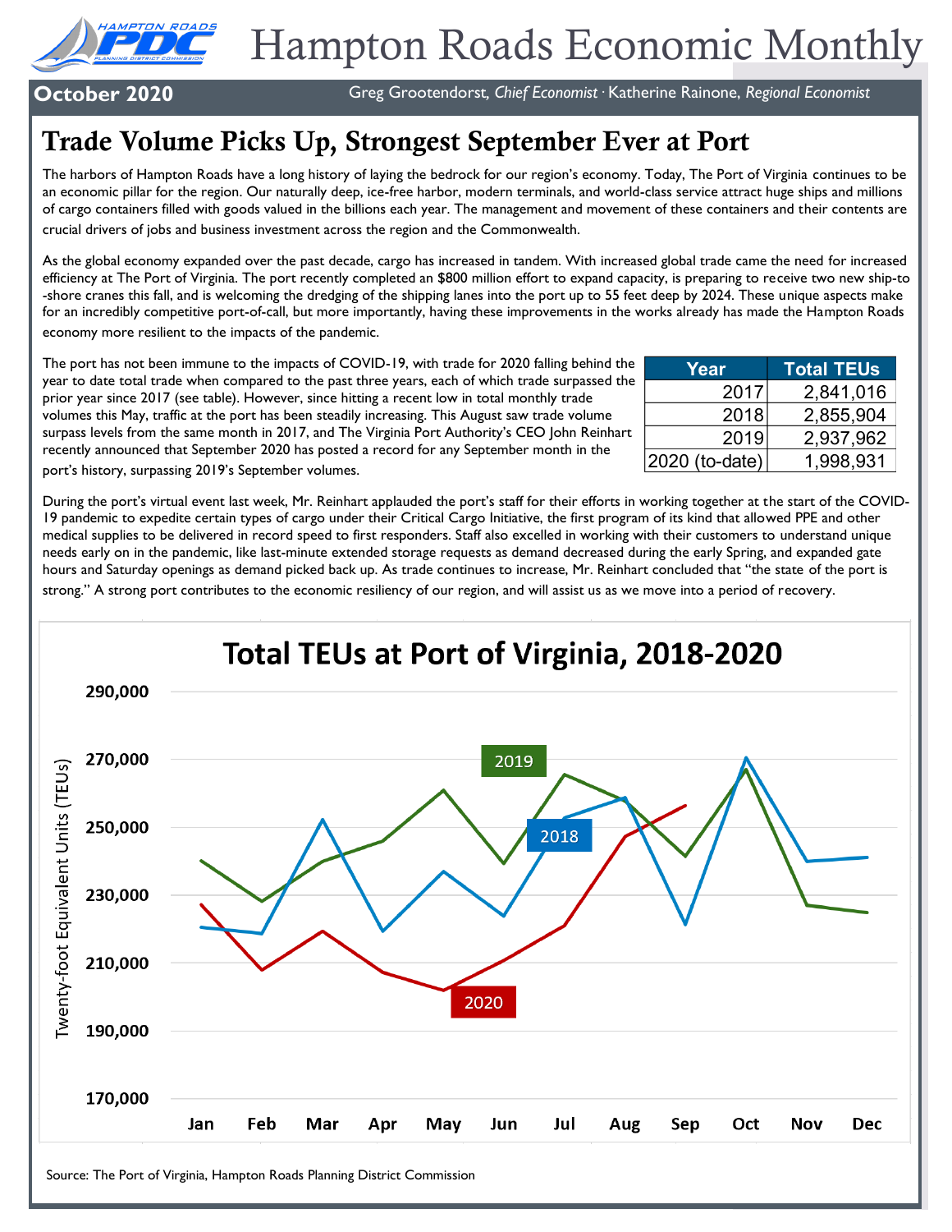# Hampton Roads Economic Monthly

**October 2020**

Greg Grootendorst, *Chief Economist* · Katherine Rainone, *Regional Economist*

## Trade Volume Picks Up, Strongest September Ever at Port

The harbors of Hampton Roads have a long history of laying the bedrock for our region's economy. Today, The Port of Virginia continues to be an economic pillar for the region. Our naturally deep, ice-free harbor, modern terminals, and world-class service attract huge ships and millions of cargo containers filled with goods valued in the billions each year. The management and movement of these containers and their contents are crucial drivers of jobs and business investment across the region and the Commonwealth.

As the global economy expanded over the past decade, cargo has increased in tandem. With increased global trade came the need for increased efficiency at The Port of Virginia. The port recently completed an $800 million effort to expand capacity, is preparing to receive two new ship-to-shore cranes this fall, and is welcoming the dredging of the shipping lanes into the port up to 55 feet deep by 2024. These unique aspects make for an incredibly competitive port-of-call, but more importantly, having these improvements in the works already has made the Hampton Roads economy more resilient to the impacts of the pandemic.

The port has not been immune to the impacts of COVID-19, with trade for 2020 falling behind the year to date total trade when compared to the past three years, each of which trade surpassed the prior year since 2017 (see table). However, since hitting a recent low in total monthly trade volumes this May, traffic at the port has been steadily increasing. This August saw trade volume surpass levels from the same month in 2017, and The Virginia Port Authority's CEO John Reinhart recently announced that September 2020 has posted a record for any September month in the port's history, surpassing 2019's September volumes.

| Year | Total TEUs |
|---|---|
| 2017 | 2,841,016 |
| 2018 | 2,855,904 |
| 2019 | 2,937,962 |
| 2020 (to-date) | 1,998,931 |

During the port's virtual event last week, Mr. Reinhart applauded the port's staff for their efforts in working together at the start of the COVID-19 pandemic to expedite certain types of cargo under their Critical Cargo Initiative, the first program of its kind that allowed PPE and other medical supplies to be delivered in record speed to first responders. Staff also excelled in working with their customers to understand unique needs early on in the pandemic, like last-minute extended storage requests as demand decreased during the early Spring, and expanded gate hours and Saturday openings as demand picked back up. As trade continues to increase, Mr. Reinhart concluded that "the state of the port is strong." A strong port contributes to the economic resiliency of our region, and will assist us as we move into a period of recovery.

**Total TEUs at Port of Virginia, 2018-2020**

Source: The Port of Virginia, Hampton Roads Planning District Commission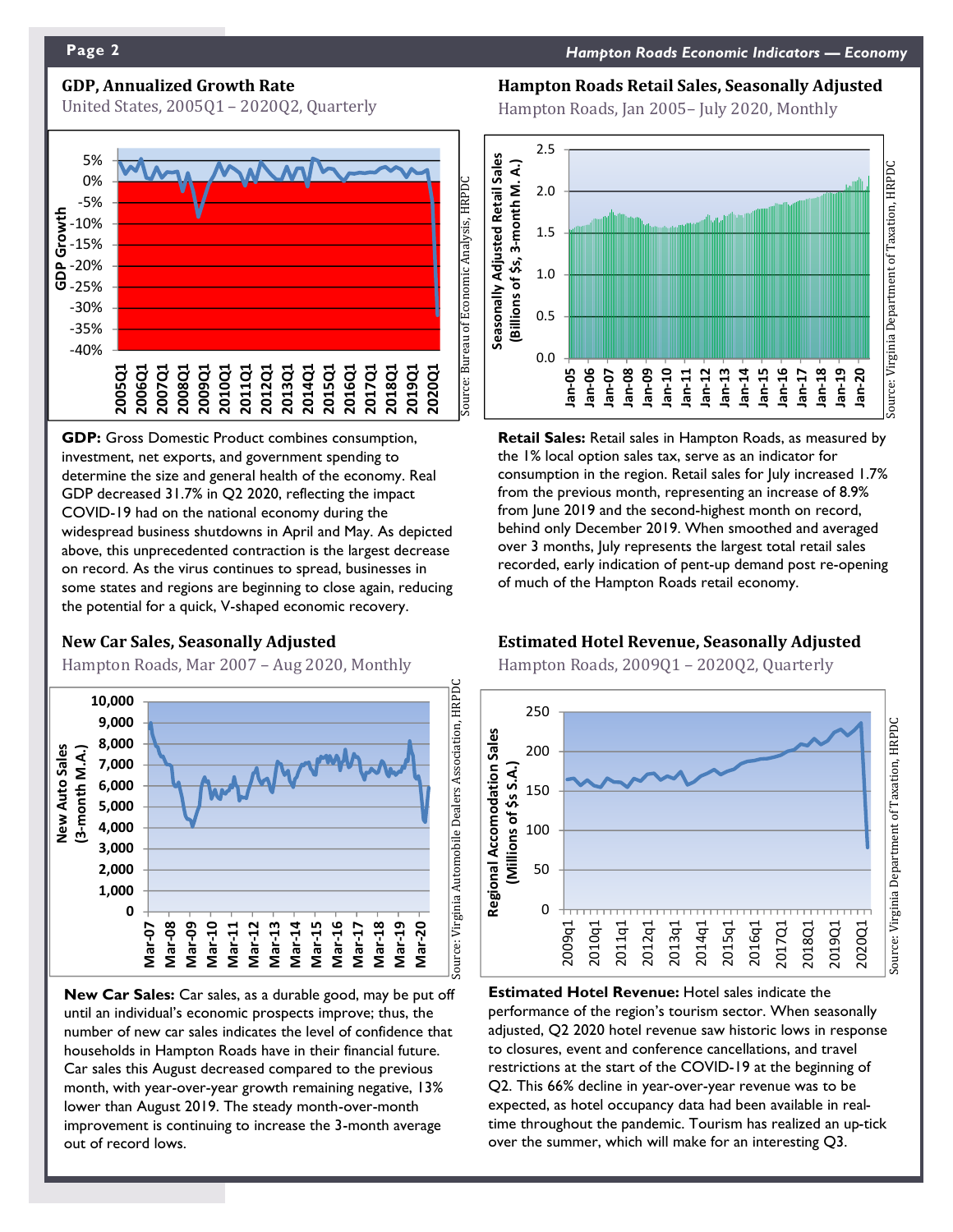## GDP, Annualized Growth Rate

United States, 2005Q1 – 2020Q2, Quarterly

Source: Bureau of Economic Analysis, HRPDC

**GDP:** Gross Domestic Product combines consumption, investment, net exports, and government spending to determine the size and general health of the economy. Real GDP decreased 31.7% in Q2 2020, reflecting the impact COVID-19 had on the national economy during the widespread business shutdowns in April and May. As depicted above, this unprecedented contraction is the largest decrease on record. As the virus continues to spread, businesses in some states and regions are beginning to close again, reducing the potential for a quick, V-shaped economic recovery.

## Hampton Roads Retail Sales, Seasonally Adjusted

Hampton Roads, Jan 2005– July 2020, Monthly

Source: Virginia Department of Taxation, HRPDC

**Retail Sales:** Retail sales in Hampton Roads, as measured by the 1% local option sales tax, serve as an indicator for consumption in the region. Retail sales for July increased 1.7% from the previous month, representing an increase of 8.9% from June 2019 and the second-highest month on record, behind only December 2019. When smoothed and averaged over 3 months, July represents the largest total retail sales recorded, early indication of pent-up demand post re-opening of much of the Hampton Roads retail economy.

## New Car Sales, Seasonally Adjusted

Hampton Roads, Mar 2007 – Aug 2020, Monthly

Source: Virginia Automobile Dealers Association, HRPDC

**New Car Sales:** Car sales, as a durable good, may be put off until an individual's economic prospects improve; thus, the number of new car sales indicates the level of confidence that households in Hampton Roads have in their financial future. Car sales this August decreased compared to the previous month, with year-over-year growth remaining negative, 13% lower than August 2019. The steady month-over-month improvement is continuing to increase the 3-month average out of record lows.

## Estimated Hotel Revenue, Seasonally Adjusted

Hampton Roads, 2009Q1 – 2020Q2, Quarterly

Source: Virginia Department of Taxation, HRPDC

**Estimated Hotel Revenue:** Hotel sales indicate the performance of the region's tourism sector. When seasonally adjusted, Q2 2020 hotel revenue saw historic lows in response to closures, event and conference cancellations, and travel restrictions at the start of the COVID-19 at the beginning of Q2. This 66% decline in year-over-year revenue was to be expected, as hotel occupancy data had been available in real-time throughout the pandemic. Tourism has realized an up-tick over the summer, which will make for an interesting Q3.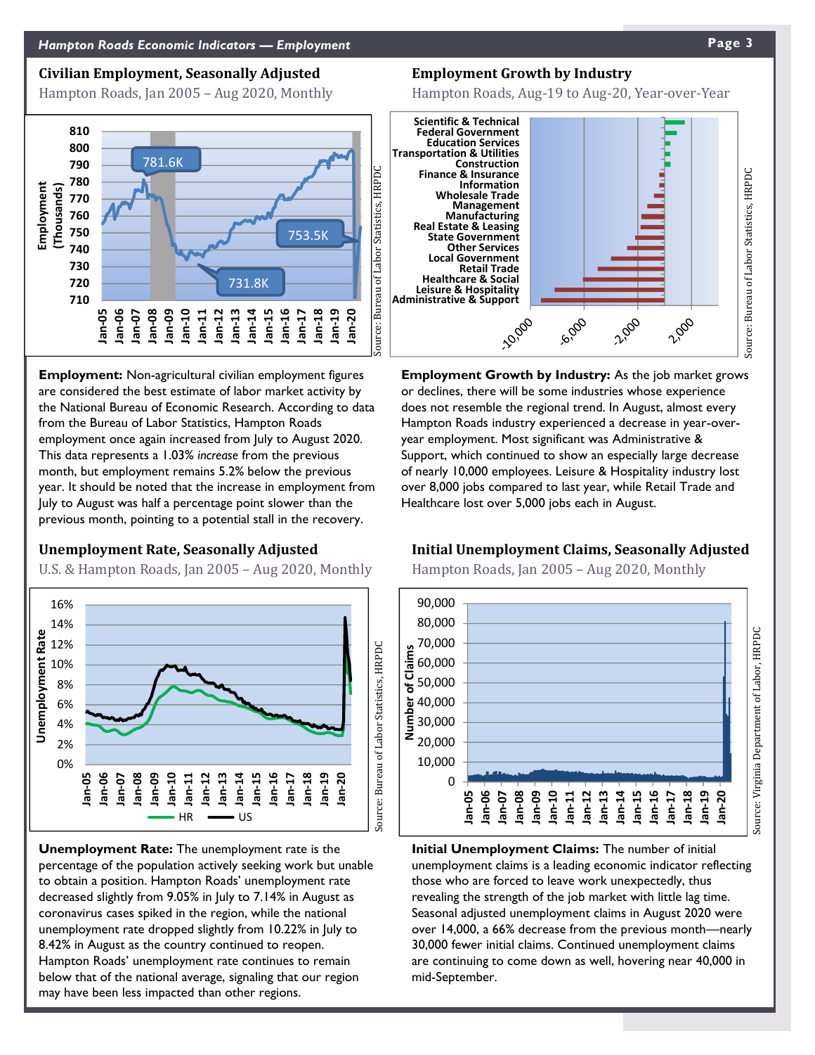## Civilian Employment, Seasonally Adjusted

Hampton Roads, Jan 2005 – Aug 2020, Monthly

Source: Bureau of Labor Statistics, HRPDC

**Employment:** Non-agricultural civilian employment figures are considered the best estimate of labor market activity by the National Bureau of Economic Research. According to data from the Bureau of Labor Statistics, Hampton Roads employment once again increased from July to August 2020. This data represents a 1.03% *increase* from the previous month, but employment remains 5.2% below the previous year. It should be noted that the increase in employment from July to August was half a percentage point slower than the previous month, pointing to a potential stall in the recovery.

## Employment Growth by Industry

Hampton Roads, Aug-19 to Aug-20, Year-over-Year

Source: Bureau of Labor Statistics, HRPDC

**Employment Growth by Industry:** As the job market grows or declines, there will be some industries whose experience does not resemble the regional trend. In August, almost every Hampton Roads industry experienced a decrease in year-over-year employment. Most significant was Administrative & Support, which continued to show an especially large decrease of nearly 10,000 employees. Leisure & Hospitality industry lost over 8,000 jobs compared to last year, while Retail Trade and Healthcare lost over 5,000 jobs each in August.

## Unemployment Rate, Seasonally Adjusted

U.S. & Hampton Roads, Jan 2005 – Aug 2020, Monthly

Source: Bureau of Labor Statistics, HRPDC

**Unemployment Rate:** The unemployment rate is the percentage of the population actively seeking work but unable to obtain a position. Hampton Roads' unemployment rate decreased slightly from 9.05% in July to 7.14% in August as coronavirus cases spiked in the region, while the national unemployment rate dropped slightly from 10.22% in July to 8.42% in August as the country continued to reopen. Hampton Roads' unemployment rate continues to remain below that of the national average, signaling that our region may have been less impacted than other regions.

## Initial Unemployment Claims, Seasonally Adjusted

Hampton Roads, Jan 2005 – Aug 2020, Monthly

Source: Virginia Department of Labor, HRPDC

**Initial Unemployment Claims:** The number of initial unemployment claims is a leading economic indicator reflecting those who are forced to leave work unexpectedly, thus revealing the strength of the job market with little lag time. Seasonal adjusted unemployment claims in August 2020 were over 14,000, a 66% decrease from the previous month—nearly 30,000 fewer initial claims. Continued unemployment claims are continuing to come down as well, hovering near 40,000 in mid-September.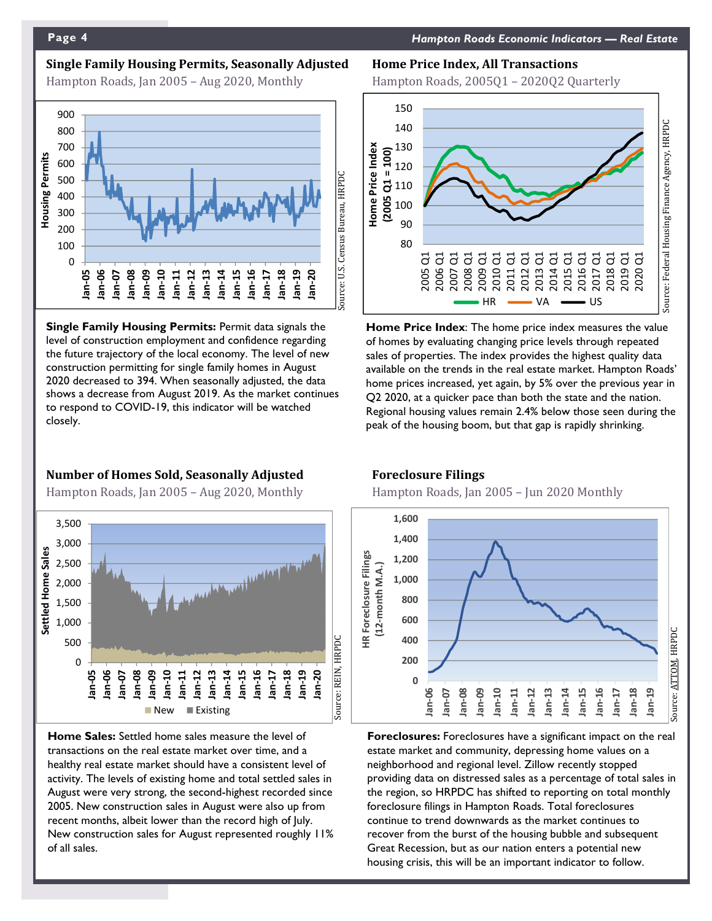## Single Family Housing Permits, Seasonally Adjusted

Hampton Roads, Jan 2005 – Aug 2020, Monthly

Housing Permits

900
800
700
600
500
400
300
200
100
0

Jan-05 Jan-06 Jan-07 Jan-08 Jan-09 Jan-10 Jan-11 Jan-12 Jan-13 Jan-14 Jan-15 Jan-16 Jan-17 Jan-18 Jan-19 Jan-20

Source: U.S. Census Bureau, HRPDC

**Single Family Housing Permits:** Permit data signals the level of construction employment and confidence regarding the future trajectory of the local economy. The level of new construction permitting for single family homes in August 2020 decreased to 394. When seasonally adjusted, the data shows a decrease from August 2019. As the market continues to respond to COVID-19, this indicator will be watched closely.

## Home Price Index, All Transactions

Hampton Roads, 2005Q1 – 2020Q2 Quarterly

Home Price Index (2005 Q1 = 100)

150
140
130
120
110
100
90
80

2005 Q1 2006 Q1 2007 Q1 2008 Q1 2009 Q1 2010 Q1 2011 Q1 2012 Q1 2013 Q1 2014 Q1 2015 Q1 2016 Q1 2017 Q1 2018 Q1 2019 Q1 2020 Q1

HR VA US

Source: Federal Housing Finance Agency, HRPDC

**Home Price Index**: The home price index measures the value of homes by evaluating changing price levels through repeated sales of properties. The index provides the highest quality data available on the trends in the real estate market. Hampton Roads' home prices increased, yet again, by 5% over the previous year in Q2 2020, at a quicker pace than both the state and the nation. Regional housing values remain 2.4% below those seen during the peak of the housing boom, but that gap is rapidly shrinking.

## Number of Homes Sold, Seasonally Adjusted

Hampton Roads, Jan 2005 – Aug 2020, Monthly

Settled Home Sales

3,500
3,000
2,500
2,000
1,500
1,000
500
0

Jan-05 Jan-06 Jan-07 Jan-08 Jan-09 Jan-10 Jan-11 Jan-12 Jan-13 Jan-14 Jan-15 Jan-16 Jan-17 Jan-18 Jan-19 Jan-20

New Existing

Source: REIN, HRPDC

**Home Sales:** Settled home sales measure the level of transactions on the real estate market over time, and a healthy real estate market should have a consistent level of activity. The levels of existing home and total settled sales in August were very strong, the second-highest recorded since 2005. New construction sales in August were also up from recent months, albeit lower than the record high of July. New construction sales for August represented roughly 11% of all sales.

## Foreclosure Filings

Hampton Roads, Jan 2005 – Jun 2020 Monthly

HR Foreclosure Filings (12-month M.A.)

1,600
1,400
1,200
1,000
800
600
400
200
0

Jan-06 Jan-07 Jan-08 Jan-09 Jan-10 Jan-11 Jan-12 Jan-13 Jan-14 Jan-15 Jan-16 Jan-17 Jan-18 Jan-19

Source: ATTOM, HRPDC

**Foreclosures:** Foreclosures have a significant impact on the real estate market and community, depressing home values on a neighborhood and regional level. Zillow recently stopped providing data on distressed sales as a percentage of total sales in the region, so HRPDC has shifted to reporting on total monthly foreclosure filings in Hampton Roads. Total foreclosures continue to trend downwards as the market continues to recover from the burst of the housing bubble and subsequent Great Recession, but as our nation enters a potential new housing crisis, this will be an important indicator to follow.